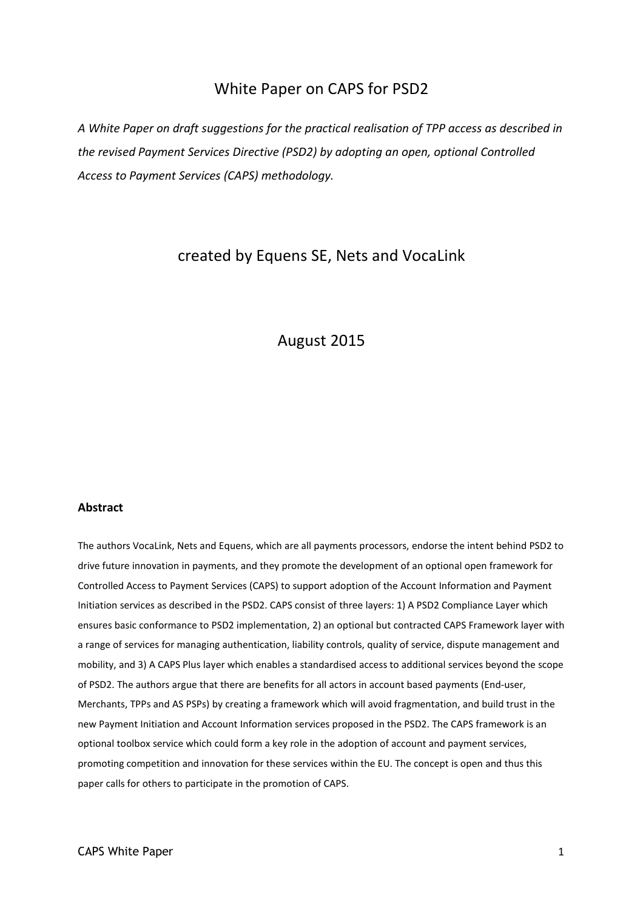# White Paper on CAPS for PSD2

*A White Paper on draft suggestions for the practical realisation of TPP access as described in the revised Payment Services Directive (PSD2) by adopting an open, optional Controlled Access to Payment Services (CAPS) methodology.*

created by Equens SE, Nets and VocaLink

August 2015

**Abstract**

The authors VocaLink, Nets and Equens, which are all payments processors, endorse the intent behind PSD2 to drive future innovation in payments, and they promote the development of an optional open framework for Controlled Access to Payment Services (CAPS) to support adoption of the Account Information and Payment Initiation services as described in the PSD2. CAPS consist of three layers: 1) A PSD2 Compliance Layer which ensures basic conformance to PSD2 implementation, 2) an optional but contracted CAPS Framework layer with a range of services for managing authentication, liability controls, quality of service, dispute management and mobility, and 3) A CAPS Plus layer which enables a standardised access to additional services beyond the scope of PSD2. The authors argue that there are benefits for all actors in account based payments (End-user, Merchants, TPPs and AS PSPs) by creating a framework which will avoid fragmentation, and build trust in the new Payment Initiation and Account Information services proposed in the PSD2. The CAPS framework is an optional toolbox service which could form a key role in the adoption of account and payment services, promoting competition and innovation for these services within the EU. The concept is open and thus this paper calls for others to participate in the promotion of CAPS.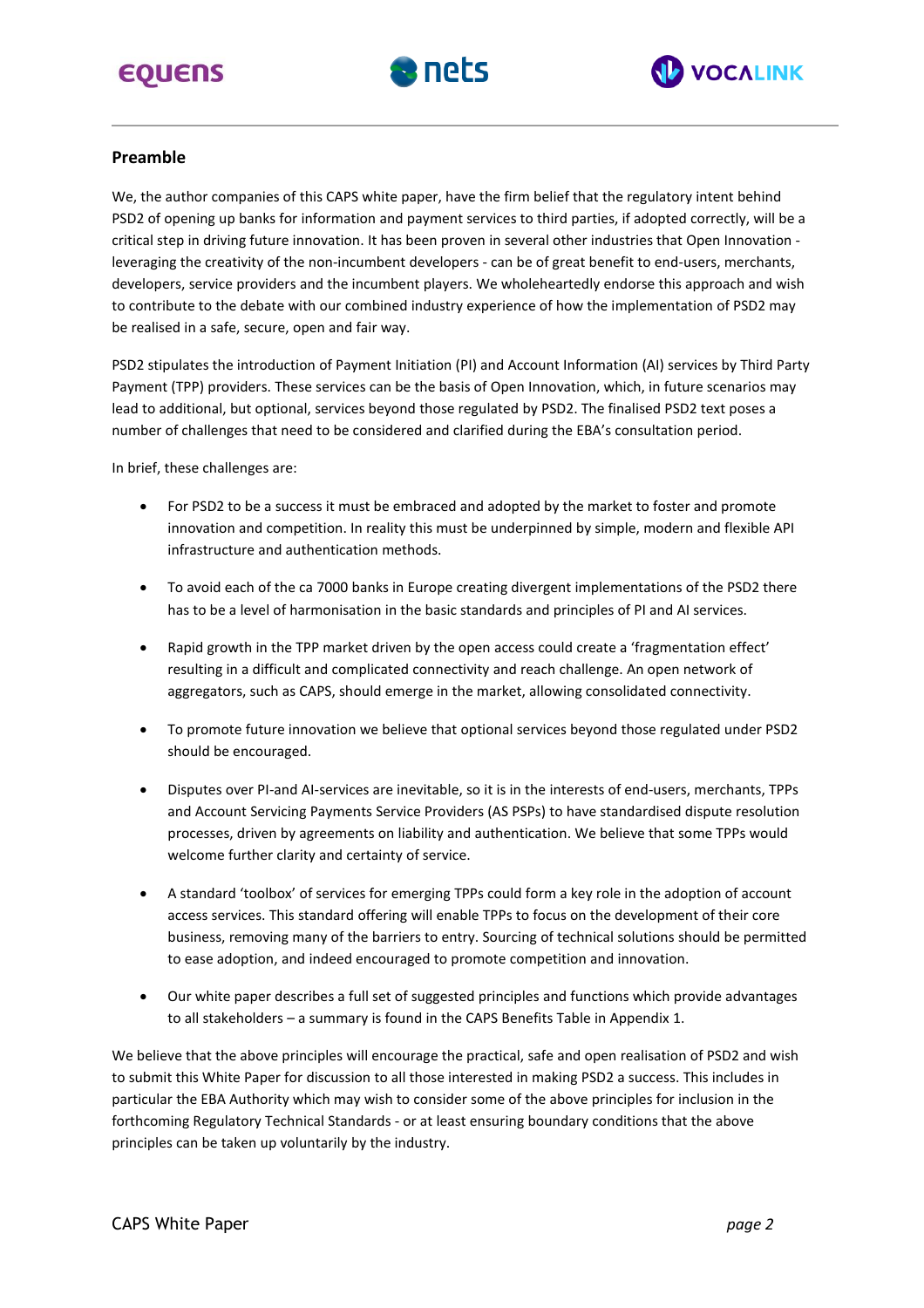## Preamble

We, the author companies of this CAPS white paper, have the firm belief that the regulatory intent behind PSD2 of opening up banks for information and payment services to third parties, if adopted correctly, will be a critical step in driving future innovation. It has been proven in several other industries that Open Innovation - leveraging the creativity of the non-incumbent developers - can be of great benefit to end-users, merchants, developers, service providers and the incumbent players. We wholeheartedly endorse this approach and wish to contribute to the debate with our combined industry experience of how the implementation of PSD2 may be realised in a safe, secure, open and fair way.

PSD2 stipulates the introduction of Payment Initiation (PI) and Account Information (AI) services by Third Party Payment (TPP) providers. These services can be the basis of Open Innovation, which, in future scenarios may lead to additional, but optional, services beyond those regulated by PSD2. The finalised PSD2 text poses a number of challenges that need to be considered and clarified during the EBA's consultation period.

In brief, these challenges are:

- For PSD2 to be a success it must be embraced and adopted by the market to foster and promote innovation and competition. In reality this must be underpinned by simple, modern and flexible API infrastructure and authentication methods.
- To avoid each of the ca 7000 banks in Europe creating divergent implementations of the PSD2 there has to be a level of harmonisation in the basic standards and principles of PI and AI services.
- Rapid growth in the TPP market driven by the open access could create a 'fragmentation effect' resulting in a difficult and complicated connectivity and reach challenge. An open network of aggregators, such as CAPS, should emerge in the market, allowing consolidated connectivity.
- To promote future innovation we believe that optional services beyond those regulated under PSD2 should be encouraged.
- Disputes over PI-and AI-services are inevitable, so it is in the interests of end-users, merchants, TPPs and Account Servicing Payments Service Providers (AS PSPs) to have standardised dispute resolution processes, driven by agreements on liability and authentication. We believe that some TPPs would welcome further clarity and certainty of service.
- A standard 'toolbox' of services for emerging TPPs could form a key role in the adoption of account access services. This standard offering will enable TPPs to focus on the development of their core business, removing many of the barriers to entry. Sourcing of technical solutions should be permitted to ease adoption, and indeed encouraged to promote competition and innovation.
- Our white paper describes a full set of suggested principles and functions which provide advantages to all stakeholders – a summary is found in the CAPS Benefits Table in Appendix 1.

We believe that the above principles will encourage the practical, safe and open realisation of PSD2 and wish to submit this White Paper for discussion to all those interested in making PSD2 a success. This includes in particular the EBA Authority which may wish to consider some of the above principles for inclusion in the forthcoming Regulatory Technical Standards - or at least ensuring boundary conditions that the above principles can be taken up voluntarily by the industry.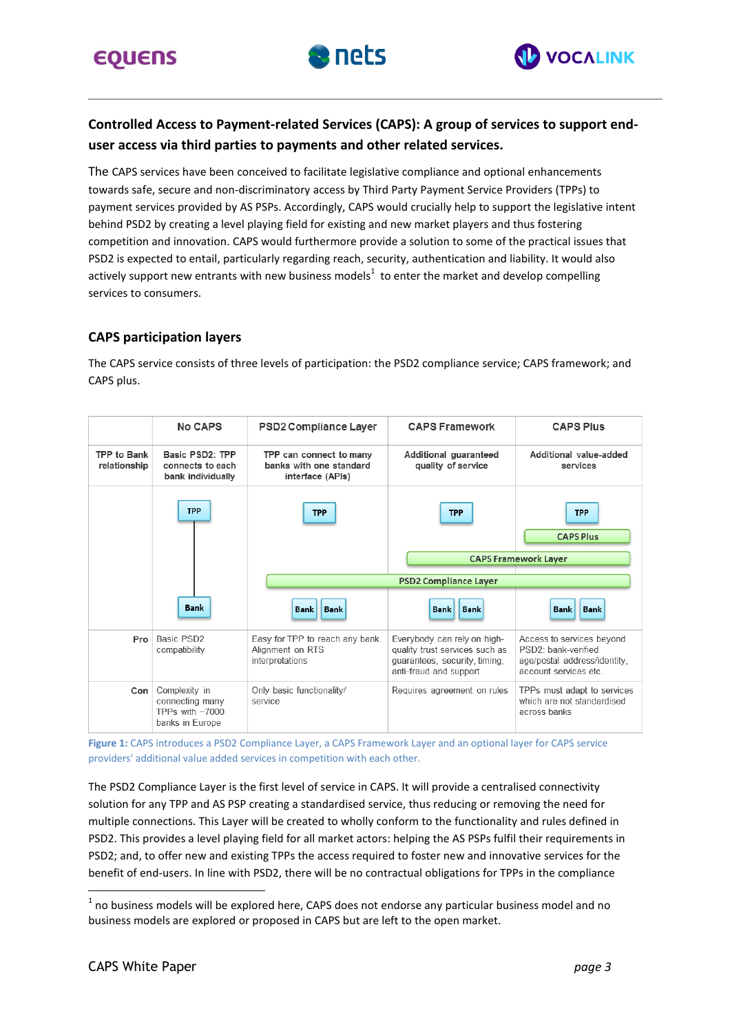## Controlled Access to Payment-related Services (CAPS): A group of services to support end-user access via third parties to payments and other related services.

The CAPS services have been conceived to facilitate legislative compliance and optional enhancements towards safe, secure and non-discriminatory access by Third Party Payment Service Providers (TPPs) to payment services provided by AS PSPs. Accordingly, CAPS would crucially help to support the legislative intent behind PSD2 by creating a level playing field for existing and new market players and thus fostering competition and innovation. CAPS would furthermore provide a solution to some of the practical issues that PSD2 is expected to entail, particularly regarding reach, security, authentication and liability. It would also actively support new entrants with new business models[1] to enter the market and develop compelling services to consumers.

### CAPS participation layers

The CAPS service consists of three levels of participation: the PSD2 compliance service; CAPS framework; and CAPS plus.

| | No CAPS | PSD2 Compliance Layer | CAPS Framework | CAPS Plus |
|---|---|---|---|---|
| TPP to Bank relationship | Basic PSD2: TPP connects to each bank individually | TPP can connect to many banks with one standard interface (APIs) | Additional guaranteed quality of service | Additional value-added services |
| | TPP — Bank | TPP / Bank Bank | TPP / Bank Bank | TPP / CAPS Plus / Bank Bank |
| Pro | Basic PSD2 compatibility | Easy for TPP to reach any bank. Alignment on RTS interpretations | Everybody can rely on high-quality trust services such as guarantees, security, timing, anti-fraud and support | Access to services beyond PSD2: bank-verified age/postal address/identity, account services etc. |
| Con | Complexity in connecting many TPPs with ~7000 banks in Europe | Only basic functionality/ service | Requires agreement on rules | TPPs must adapt to services which are not standardised across banks |

Diagram layers spanning columns: PSD2 Compliance Layer (PSD2 Compliance Layer, CAPS Framework, CAPS Plus columns); CAPS Framework Layer (CAPS Framework, CAPS Plus columns); CAPS Plus (CAPS Plus column).

Figure 1: CAPS introduces a PSD2 Compliance Layer, a CAPS Framework Layer and an optional layer for CAPS service providers' additional value added services in competition with each other.

The PSD2 Compliance Layer is the first level of service in CAPS. It will provide a centralised connectivity solution for any TPP and AS PSP creating a standardised service, thus reducing or removing the need for multiple connections. This Layer will be created to wholly conform to the functionality and rules defined in PSD2. This provides a level playing field for all market actors: helping the AS PSPs fulfil their requirements in PSD2; and, to offer new and existing TPPs the access required to foster new and innovative services for the benefit of end-users. In line with PSD2, there will be no contractual obligations for TPPs in the compliance

[1] no business models will be explored here, CAPS does not endorse any particular business model and no business models are explored or proposed in CAPS but are left to the open market.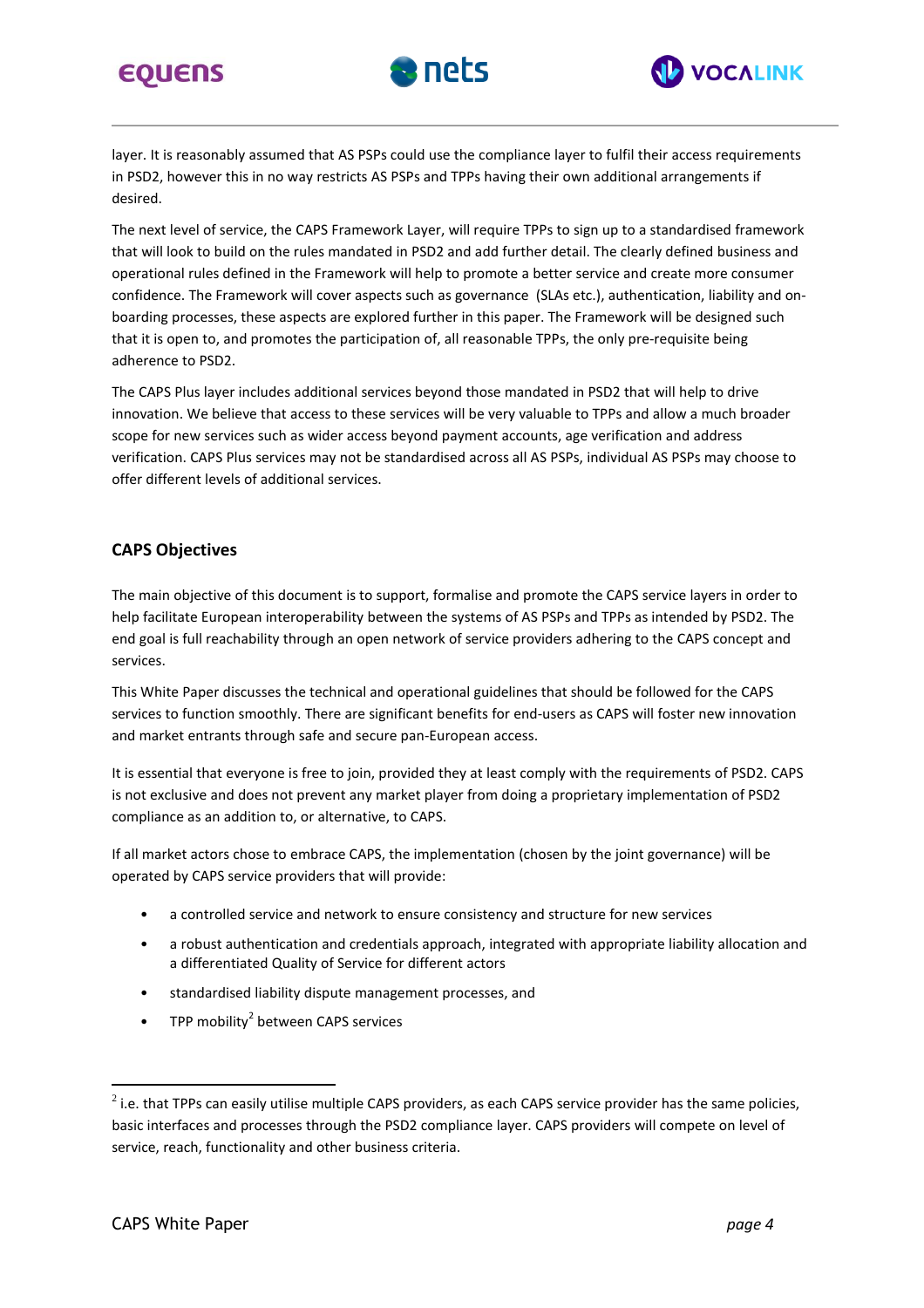layer. It is reasonably assumed that AS PSPs could use the compliance layer to fulfil their access requirements in PSD2, however this in no way restricts AS PSPs and TPPs having their own additional arrangements if desired.

The next level of service, the CAPS Framework Layer, will require TPPs to sign up to a standardised framework that will look to build on the rules mandated in PSD2 and add further detail. The clearly defined business and operational rules defined in the Framework will help to promote a better service and create more consumer confidence. The Framework will cover aspects such as governance (SLAs etc.), authentication, liability and on-boarding processes, these aspects are explored further in this paper. The Framework will be designed such that it is open to, and promotes the participation of, all reasonable TPPs, the only pre-requisite being adherence to PSD2.

The CAPS Plus layer includes additional services beyond those mandated in PSD2 that will help to drive innovation. We believe that access to these services will be very valuable to TPPs and allow a much broader scope for new services such as wider access beyond payment accounts, age verification and address verification. CAPS Plus services may not be standardised across all AS PSPs, individual AS PSPs may choose to offer different levels of additional services.

## CAPS Objectives

The main objective of this document is to support, formalise and promote the CAPS service layers in order to help facilitate European interoperability between the systems of AS PSPs and TPPs as intended by PSD2. The end goal is full reachability through an open network of service providers adhering to the CAPS concept and services.

This White Paper discusses the technical and operational guidelines that should be followed for the CAPS services to function smoothly. There are significant benefits for end-users as CAPS will foster new innovation and market entrants through safe and secure pan-European access.

It is essential that everyone is free to join, provided they at least comply with the requirements of PSD2. CAPS is not exclusive and does not prevent any market player from doing a proprietary implementation of PSD2 compliance as an addition to, or alternative, to CAPS.

If all market actors chose to embrace CAPS, the implementation (chosen by the joint governance) will be operated by CAPS service providers that will provide:

- a controlled service and network to ensure consistency and structure for new services
- a robust authentication and credentials approach, integrated with appropriate liability allocation and a differentiated Quality of Service for different actors
- standardised liability dispute management processes, and
- TPP mobility[2] between CAPS services

[2] i.e. that TPPs can easily utilise multiple CAPS providers, as each CAPS service provider has the same policies, basic interfaces and processes through the PSD2 compliance layer. CAPS providers will compete on level of service, reach, functionality and other business criteria.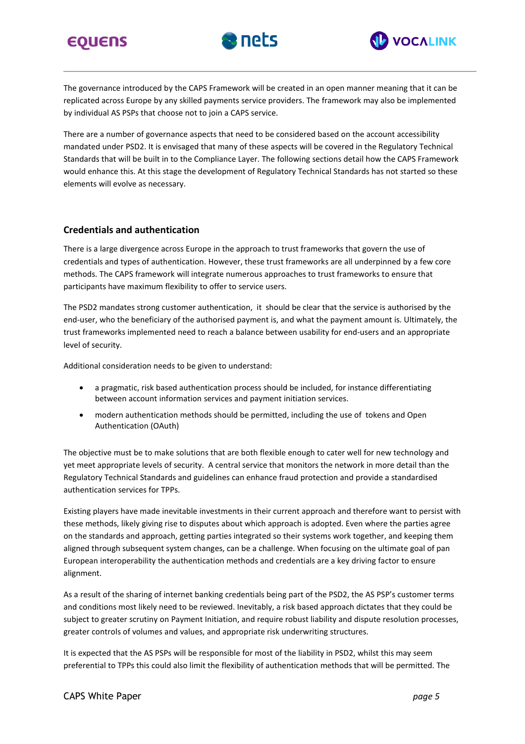The governance introduced by the CAPS Framework will be created in an open manner meaning that it can be replicated across Europe by any skilled payments service providers. The framework may also be implemented by individual AS PSPs that choose not to join a CAPS service.

There are a number of governance aspects that need to be considered based on the account accessibility mandated under PSD2. It is envisaged that many of these aspects will be covered in the Regulatory Technical Standards that will be built in to the Compliance Layer. The following sections detail how the CAPS Framework would enhance this. At this stage the development of Regulatory Technical Standards has not started so these elements will evolve as necessary.

## Credentials and authentication

There is a large divergence across Europe in the approach to trust frameworks that govern the use of credentials and types of authentication. However, these trust frameworks are all underpinned by a few core methods. The CAPS framework will integrate numerous approaches to trust frameworks to ensure that participants have maximum flexibility to offer to service users.

The PSD2 mandates strong customer authentication, it should be clear that the service is authorised by the end-user, who the beneficiary of the authorised payment is, and what the payment amount is. Ultimately, the trust frameworks implemented need to reach a balance between usability for end-users and an appropriate level of security.

Additional consideration needs to be given to understand:

- a pragmatic, risk based authentication process should be included, for instance differentiating between account information services and payment initiation services.
- modern authentication methods should be permitted, including the use of tokens and Open Authentication (OAuth)

The objective must be to make solutions that are both flexible enough to cater well for new technology and yet meet appropriate levels of security. A central service that monitors the network in more detail than the Regulatory Technical Standards and guidelines can enhance fraud protection and provide a standardised authentication services for TPPs.

Existing players have made inevitable investments in their current approach and therefore want to persist with these methods, likely giving rise to disputes about which approach is adopted. Even where the parties agree on the standards and approach, getting parties integrated so their systems work together, and keeping them aligned through subsequent system changes, can be a challenge. When focusing on the ultimate goal of pan European interoperability the authentication methods and credentials are a key driving factor to ensure alignment.

As a result of the sharing of internet banking credentials being part of the PSD2, the AS PSP's customer terms and conditions most likely need to be reviewed. Inevitably, a risk based approach dictates that they could be subject to greater scrutiny on Payment Initiation, and require robust liability and dispute resolution processes, greater controls of volumes and values, and appropriate risk underwriting structures.

It is expected that the AS PSPs will be responsible for most of the liability in PSD2, whilst this may seem preferential to TPPs this could also limit the flexibility of authentication methods that will be permitted. The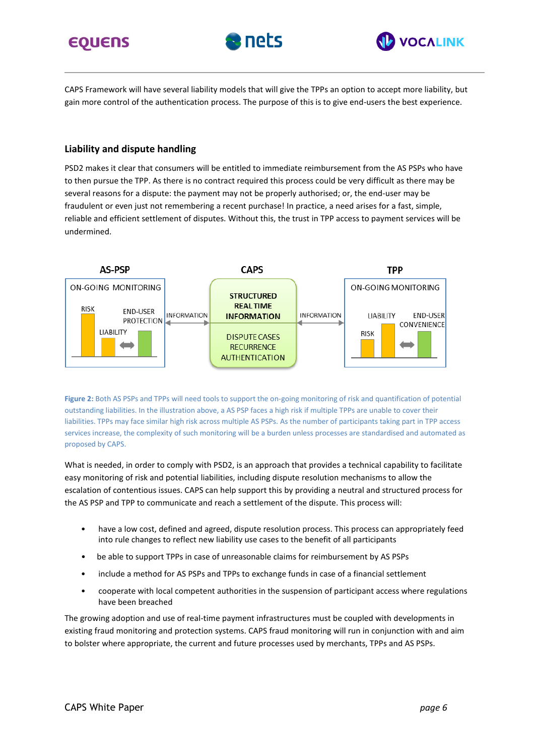CAPS Framework will have several liability models that will give the TPPs an option to accept more liability, but gain more control of the authentication process. The purpose of this is to give end-users the best experience.

## Liability and dispute handling

PSD2 makes it clear that consumers will be entitled to immediate reimbursement from the AS PSPs who have to then pursue the TPP. As there is no contract required this process could be very difficult as there may be several reasons for a dispute: the payment may not be properly authorised; or, the end-user may be fraudulent or even just not remembering a recent purchase! In practice, a need arises for a fast, simple, reliable and efficient settlement of disputes. Without this, the trust in TPP access to payment services will be undermined.

AS-PSP — ON-GOING MONITORING: RISK, LIABILITY, END-USER PROTECTION

CAPS — STRUCTURED REAL TIME INFORMATION; DISPUTE CASES, RECURRENCE, AUTHENTICATION

TPP — ON-GOING MONITORING: RISK, LIABILITY, END-USER CONVENIENCE

INFORMATION ↔ INFORMATION

**Figure 2:** Both AS PSPs and TPPs will need tools to support the on-going monitoring of risk and quantification of potential outstanding liabilities. In the illustration above, a AS PSP faces a high risk if multiple TPPs are unable to cover their liabilities. TPPs may face similar high risk across multiple AS PSPs. As the number of participants taking part in TPP access services increase, the complexity of such monitoring will be a burden unless processes are standardised and automated as proposed by CAPS.

What is needed, in order to comply with PSD2, is an approach that provides a technical capability to facilitate easy monitoring of risk and potential liabilities, including dispute resolution mechanisms to allow the escalation of contentious issues. CAPS can help support this by providing a neutral and structured process for the AS PSP and TPP to communicate and reach a settlement of the dispute. This process will:

- have a low cost, defined and agreed, dispute resolution process. This process can appropriately feed into rule changes to reflect new liability use cases to the benefit of all participants
- be able to support TPPs in case of unreasonable claims for reimbursement by AS PSPs
- include a method for AS PSPs and TPPs to exchange funds in case of a financial settlement
- cooperate with local competent authorities in the suspension of participant access where regulations have been breached

The growing adoption and use of real-time payment infrastructures must be coupled with developments in existing fraud monitoring and protection systems. CAPS fraud monitoring will run in conjunction with and aim to bolster where appropriate, the current and future processes used by merchants, TPPs and AS PSPs.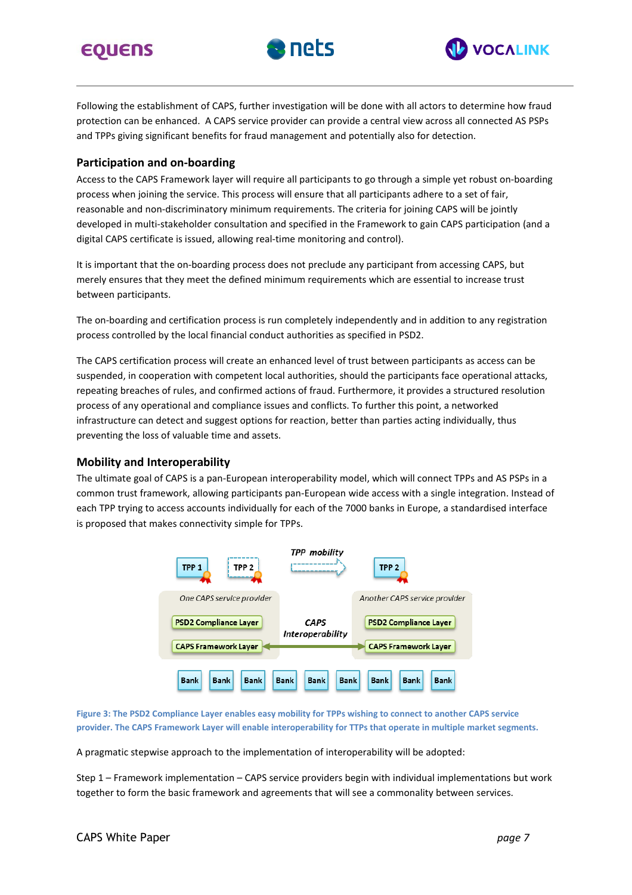Following the establishment of CAPS, further investigation will be done with all actors to determine how fraud protection can be enhanced.  A CAPS service provider can provide a central view across all connected AS PSPs and TPPs giving significant benefits for fraud management and potentially also for detection.

## Participation and on-boarding

Access to the CAPS Framework layer will require all participants to go through a simple yet robust on-boarding process when joining the service. This process will ensure that all participants adhere to a set of fair, reasonable and non-discriminatory minimum requirements. The criteria for joining CAPS will be jointly developed in multi-stakeholder consultation and specified in the Framework to gain CAPS participation (and a digital CAPS certificate is issued, allowing real-time monitoring and control).

It is important that the on-boarding process does not preclude any participant from accessing CAPS, but merely ensures that they meet the defined minimum requirements which are essential to increase trust between participants.

The on-boarding and certification process is run completely independently and in addition to any registration process controlled by the local financial conduct authorities as specified in PSD2.

The CAPS certification process will create an enhanced level of trust between participants as access can be suspended, in cooperation with competent local authorities, should the participants face operational attacks, repeating breaches of rules, and confirmed actions of fraud. Furthermore, it provides a structured resolution process of any operational and compliance issues and conflicts. To further this point, a networked infrastructure can detect and suggest options for reaction, better than parties acting individually, thus preventing the loss of valuable time and assets.

## Mobility and Interoperability

The ultimate goal of CAPS is a pan-European interoperability model, which will connect TPPs and AS PSPs in a common trust framework, allowing participants pan-European wide access with a single integration. Instead of each TPP trying to access accounts individually for each of the 7000 banks in Europe, a standardised interface is proposed that makes connectivity simple for TPPs.

TPP 1 | TPP 2 | *TPP mobility* | TPP 2

*One CAPS service provider*: PSD2 Compliance Layer, CAPS Framework Layer

*CAPS Interoperability*

*Another CAPS service provider*: PSD2 Compliance Layer, CAPS Framework Layer

Bank | Bank | Bank | Bank | Bank | Bank | Bank | Bank | Bank

**Figure 3: The PSD2 Compliance Layer enables easy mobility for TPPs wishing to connect to another CAPS service provider. The CAPS Framework Layer will enable interoperability for TTPs that operate in multiple market segments.**

A pragmatic stepwise approach to the implementation of interoperability will be adopted:

Step 1 – Framework implementation – CAPS service providers begin with individual implementations but work together to form the basic framework and agreements that will see a commonality between services.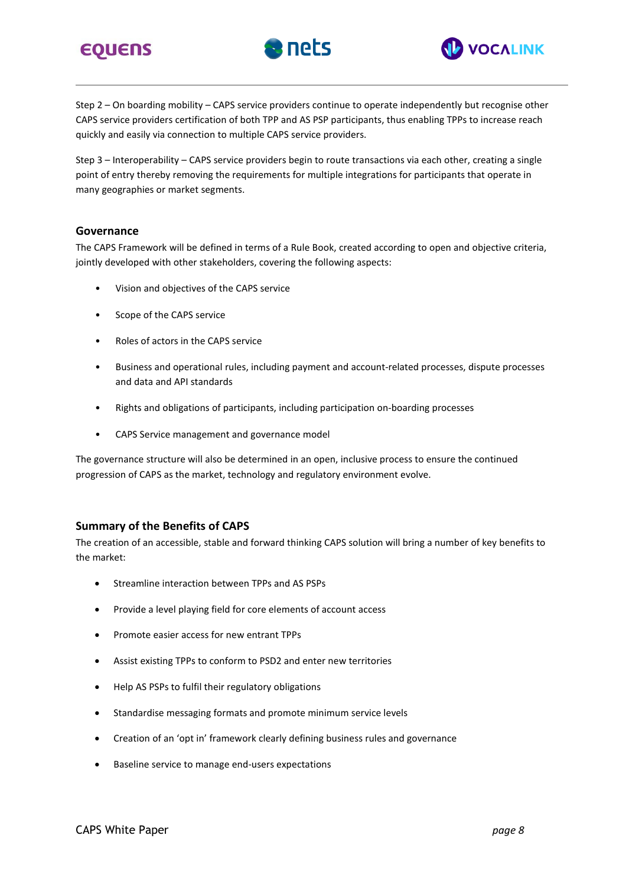Step 2 – On boarding mobility – CAPS service providers continue to operate independently but recognise other CAPS service providers certification of both TPP and AS PSP participants, thus enabling TPPs to increase reach quickly and easily via connection to multiple CAPS service providers.

Step 3 – Interoperability – CAPS service providers begin to route transactions via each other, creating a single point of entry thereby removing the requirements for multiple integrations for participants that operate in many geographies or market segments.

## Governance

The CAPS Framework will be defined in terms of a Rule Book, created according to open and objective criteria, jointly developed with other stakeholders, covering the following aspects:

- Vision and objectives of the CAPS service
- Scope of the CAPS service
- Roles of actors in the CAPS service
- Business and operational rules, including payment and account-related processes, dispute processes and data and API standards
- Rights and obligations of participants, including participation on-boarding processes
- CAPS Service management and governance model

The governance structure will also be determined in an open, inclusive process to ensure the continued progression of CAPS as the market, technology and regulatory environment evolve.

## Summary of the Benefits of CAPS

The creation of an accessible, stable and forward thinking CAPS solution will bring a number of key benefits to the market:

- Streamline interaction between TPPs and AS PSPs
- Provide a level playing field for core elements of account access
- Promote easier access for new entrant TPPs
- Assist existing TPPs to conform to PSD2 and enter new territories
- Help AS PSPs to fulfil their regulatory obligations
- Standardise messaging formats and promote minimum service levels
- Creation of an 'opt in' framework clearly defining business rules and governance
- Baseline service to manage end-users expectations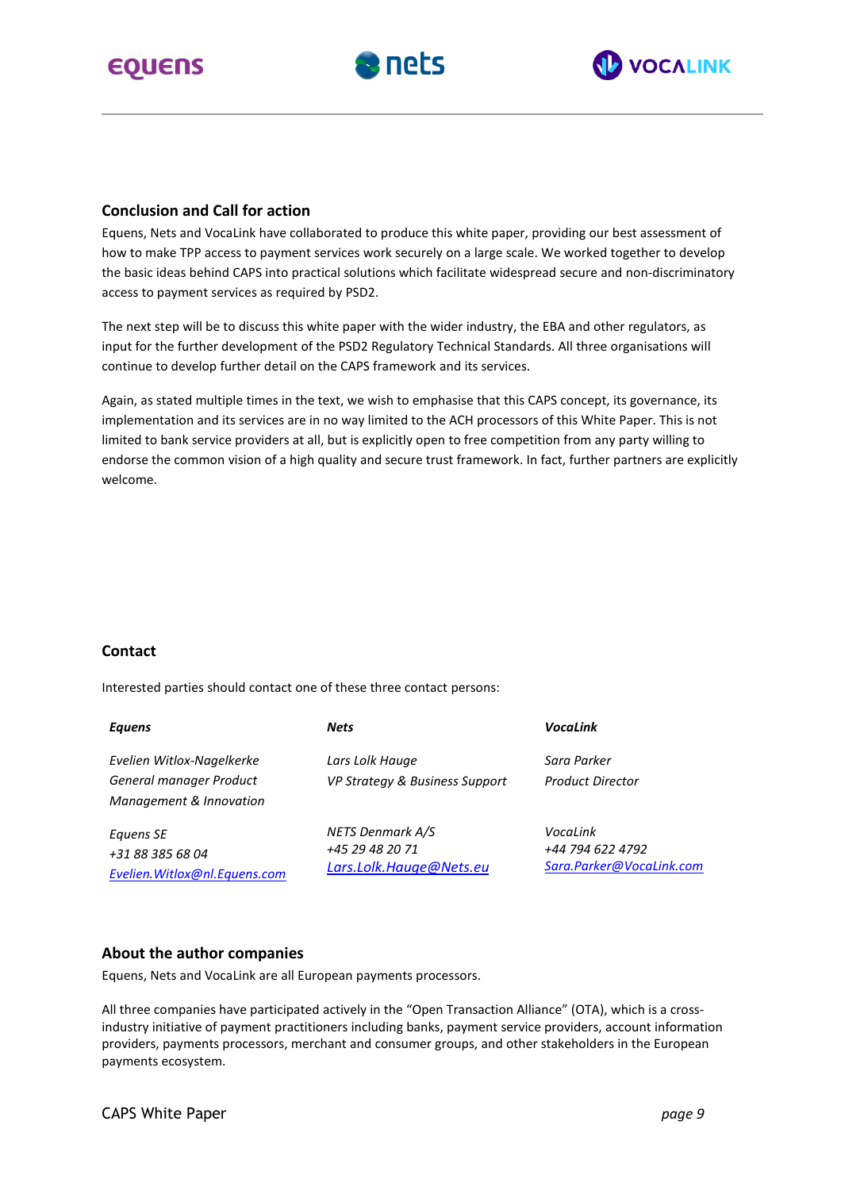## Conclusion and Call for action

Equens, Nets and VocaLink have collaborated to produce this white paper, providing our best assessment of how to make TPP access to payment services work securely on a large scale. We worked together to develop the basic ideas behind CAPS into practical solutions which facilitate widespread secure and non-discriminatory access to payment services as required by PSD2.

The next step will be to discuss this white paper with the wider industry, the EBA and other regulators, as input for the further development of the PSD2 Regulatory Technical Standards. All three organisations will continue to develop further detail on the CAPS framework and its services.

Again, as stated multiple times in the text, we wish to emphasise that this CAPS concept, its governance, its implementation and its services are in no way limited to the ACH processors of this White Paper. This is not limited to bank service providers at all, but is explicitly open to free competition from any party willing to endorse the common vision of a high quality and secure trust framework. In fact, further partners are explicitly welcome.

## Contact

Interested parties should contact one of these three contact persons:

| ***Equens*** | ***Nets*** | ***VocaLink*** |
|---|---|---|
| *Evelien Witlox-Nagelkerke*<br>*General manager Product Management & Innovation* | *Lars Lolk Hauge*<br>*VP Strategy & Business Support* | *Sara Parker*<br>*Product Director* |
| *Equens SE*<br>*+31 88 385 68 04*<br>*Evelien.Witlox@nl.Equens.com* | *NETS Denmark A/S*<br>*+45 29 48 20 71*<br>*Lars.Lolk.Hauge@Nets.eu* | *VocaLink*<br>*+44 794 622 4792*<br>*Sara.Parker@VocaLink.com* |

## About the author companies

Equens, Nets and VocaLink are all European payments processors.

All three companies have participated actively in the "Open Transaction Alliance" (OTA), which is a cross-industry initiative of payment practitioners including banks, payment service providers, account information providers, payments processors, merchant and consumer groups, and other stakeholders in the European payments ecosystem.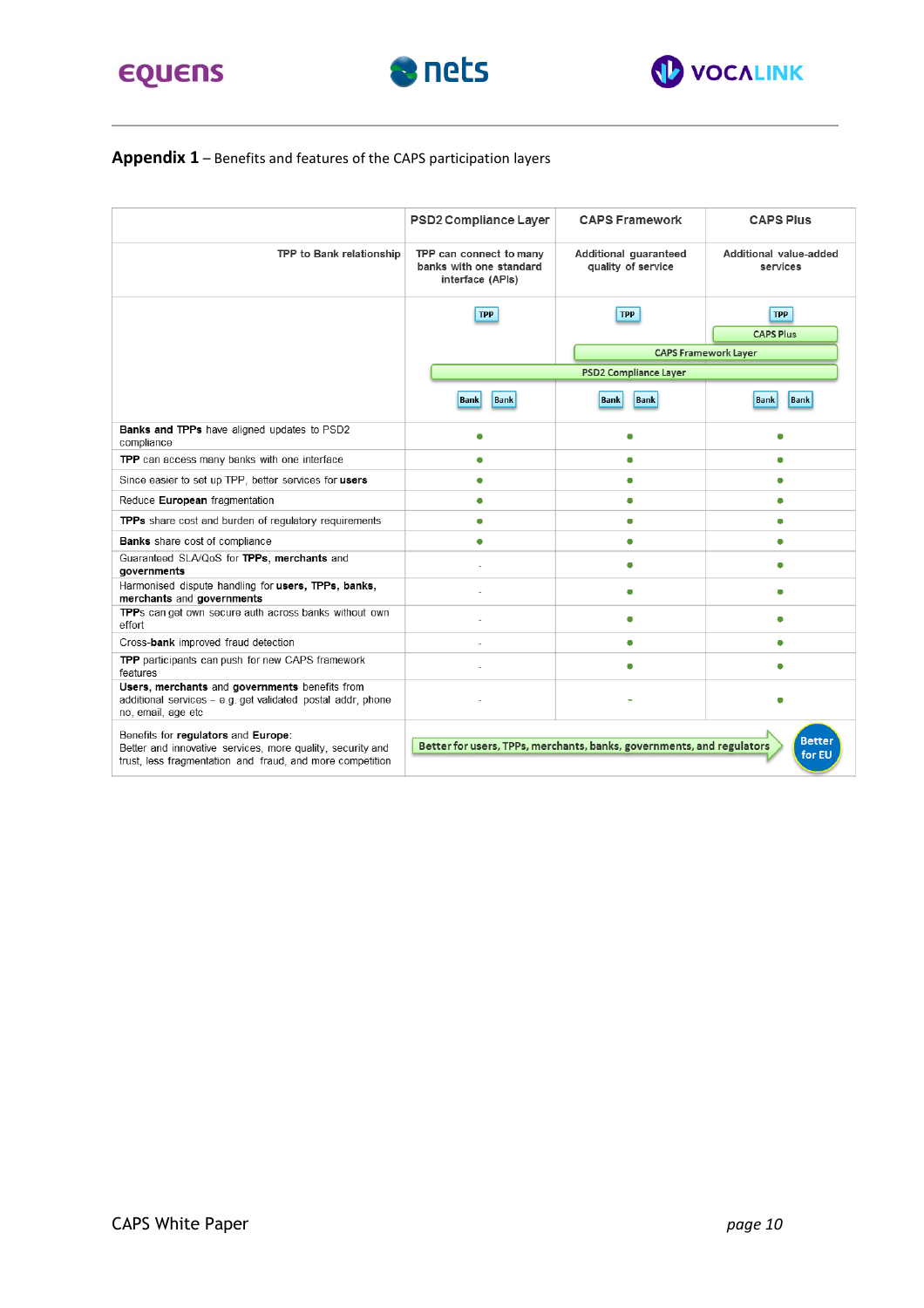**Appendix 1** – Benefits and features of the CAPS participation layers

| | PSD2 Compliance Layer | CAPS Framework | CAPS Plus |
|---|---|---|---|
| TPP to Bank relationship | TPP can connect to many banks with one standard interface (APIs) | Additional guaranteed quality of service | Additional value-added services |
| | TPP / PSD2 Compliance Layer / Bank Bank | TPP / CAPS Framework Layer / PSD2 Compliance Layer / Bank Bank | TPP / CAPS Plus / CAPS Framework Layer / PSD2 Compliance Layer / Bank Bank |
| **Banks and TPPs** have aligned updates to PSD2 compliance | • | • | • |
| **TPP** can access many banks with one interface | • | • | • |
| Since easier to set up TPP, better services for **users** | • | • | • |
| Reduce **European** fragmentation | • | • | • |
| **TPPs** share cost and burden of regulatory requirements | • | • | • |
| **Banks** share cost of compliance | • | • | • |
| Guaranteed SLA/QoS for **TPPs, merchants** and **governments** | - | • | • |
| Harmonised dispute handling for **users, TPPs, banks, merchants** and **governments** | - | • | • |
| **TPPs** can get own secure auth across banks without own effort | - | • | • |
| Cross-**bank** improved fraud detection | - | • | • |
| **TPP** participants can push for new CAPS framework features | - | • | • |
| **Users, merchants** and **governments** benefits from additional services – e.g. get validated postal addr, phone no, email, age etc | - | - | • |
| Benefits for **regulators** and **Europe**: Better and innovative services, more quality, security and trust, less fragmentation and fraud, and more competition | Better for users, TPPs, merchants, banks, governments, and regulators | | Better for EU |